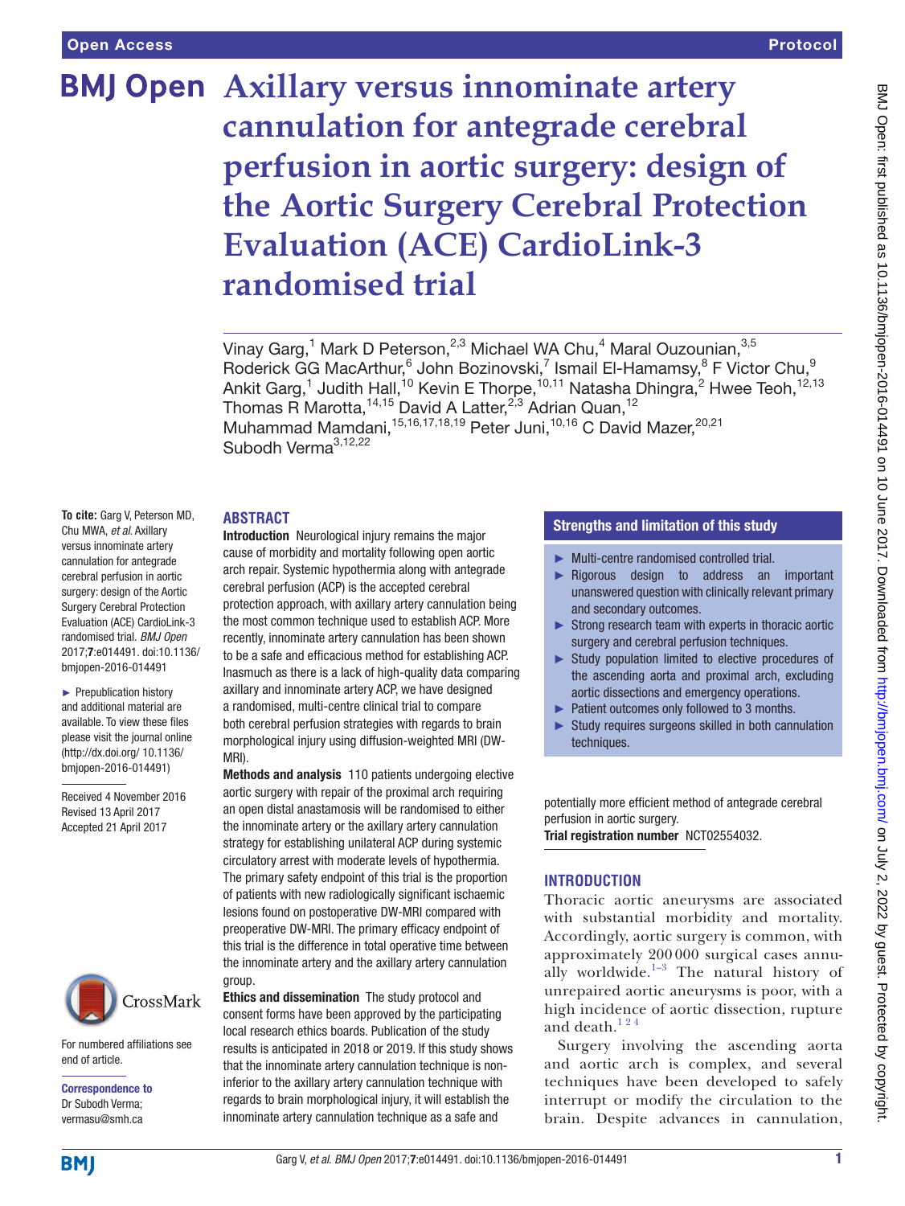# Axillary versus innominate artery cannulation for antegrade cerebral perfusion in aortic surgery: design of the Aortic Surgery Cerebral Protection Evaluation (ACE) CardioLink-3 randomised trial

Vinay Garg,[1] Mark D Peterson,[2,3] Michael WA Chu,[4] Maral Ouzounian,[3,5] Roderick GG MacArthur,[6] John Bozinovski,[7] Ismail El-Hamamsy,[8] F Victor Chu,[9] Ankit Garg,[1] Judith Hall,[10] Kevin E Thorpe,[10,11] Natasha Dhingra,[2] Hwee Teoh,[12,13] Thomas R Marotta,[14,15] David A Latter,[2,3] Adrian Quan,[12] Muhammad Mamdani,[15,16,17,18,19] Peter Juni,[10,16] C David Mazer,[20,21] Subodh Verma[3,12,22]

**To cite:** Garg V, Peterson MD, Chu MWA, *et al*. Axillary versus innominate artery cannulation for antegrade cerebral perfusion in aortic surgery: design of the Aortic Surgery Cerebral Protection Evaluation (ACE) CardioLink-3 randomised trial. *BMJ Open* 2017;**7**:e014491. doi:10.1136/bmjopen-2016-014491

► Prepublication history and additional material are available. To view these files please visit the journal online (http://dx.doi.org/ 10.1136/bmjopen-2016-014491)

Received 4 November 2016
Revised 13 April 2017
Accepted 21 April 2017

For numbered affiliations see end of article.

**Correspondence to**
Dr Subodh Verma;
vermasu@smh.ca

## ABSTRACT

**Introduction** Neurological injury remains the major cause of morbidity and mortality following open aortic arch repair. Systemic hypothermia along with antegrade cerebral perfusion (ACP) is the accepted cerebral protection approach, with axillary artery cannulation being the most common technique used to establish ACP. More recently, innominate artery cannulation has been shown to be a safe and efficacious method for establishing ACP. Inasmuch as there is a lack of high-quality data comparing axillary and innominate artery ACP, we have designed a randomised, multi-centre clinical trial to compare both cerebral perfusion strategies with regards to brain morphological injury using diffusion-weighted MRI (DW-MRI).

**Methods and analysis** 110 patients undergoing elective aortic surgery with repair of the proximal arch requiring an open distal anastamosis will be randomised to either the innominate artery or the axillary artery cannulation strategy for establishing unilateral ACP during systemic circulatory arrest with moderate levels of hypothermia. The primary safety endpoint of this trial is the proportion of patients with new radiologically significant ischaemic lesions found on postoperative DW-MRI compared with preoperative DW-MRI. The primary efficacy endpoint of this trial is the difference in total operative time between the innominate artery and the axillary artery cannulation group.

**Ethics and dissemination** The study protocol and consent forms have been approved by the participating local research ethics boards. Publication of the study results is anticipated in 2018 or 2019. If this study shows that the innominate artery cannulation technique is non-inferior to the axillary artery cannulation technique with regards to brain morphological injury, it will establish the innominate artery cannulation technique as a safe and potentially more efficient method of antegrade cerebral perfusion in aortic surgery.

**Trial registration number** NCT02554032.

### Strengths and limitation of this study

- ► Multi-centre randomised controlled trial.
- ► Rigorous design to address an important unanswered question with clinically relevant primary and secondary outcomes.
- ► Strong research team with experts in thoracic aortic surgery and cerebral perfusion techniques.
- ► Study population limited to elective procedures of the ascending aorta and proximal arch, excluding aortic dissections and emergency operations.
- ► Patient outcomes only followed to 3 months.
- ► Study requires surgeons skilled in both cannulation techniques.

## INTRODUCTION

Thoracic aortic aneurysms are associated with substantial morbidity and mortality. Accordingly, aortic surgery is common, with approximately 200 000 surgical cases annually worldwide.[1–3] The natural history of unrepaired aortic aneurysms is poor, with a high incidence of aortic dissection, rupture and death.[1 2 4]

Surgery involving the ascending aorta and aortic arch is complex, and several techniques have been developed to safely interrupt or modify the circulation to the brain. Despite advances in cannulation,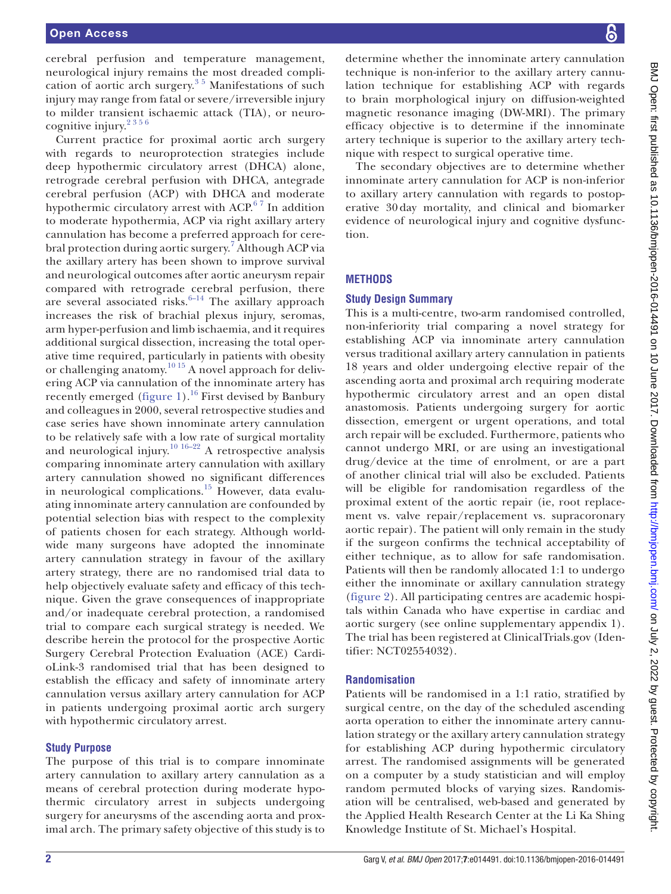cerebral perfusion and temperature management, neurological injury remains the most dreaded complication of aortic arch surgery.[3 5] Manifestations of such injury may range from fatal or severe/irreversible injury to milder transient ischaemic attack (TIA), or neurocognitive injury.[2 3 5 6]

Current practice for proximal aortic arch surgery with regards to neuroprotection strategies include deep hypothermic circulatory arrest (DHCA) alone, retrograde cerebral perfusion with DHCA, antegrade cerebral perfusion (ACP) with DHCA and moderate hypothermic circulatory arrest with ACP.[6 7] In addition to moderate hypothermia, ACP via right axillary artery cannulation has become a preferred approach for cerebral protection during aortic surgery.[7] Although ACP via the axillary artery has been shown to improve survival and neurological outcomes after aortic aneurysm repair compared with retrograde cerebral perfusion, there are several associated risks.[6–14] The axillary approach increases the risk of brachial plexus injury, seromas, arm hyper-perfusion and limb ischaemia, and it requires additional surgical dissection, increasing the total operative time required, particularly in patients with obesity or challenging anatomy.[10 15] A novel approach for delivering ACP via cannulation of the innominate artery has recently emerged (figure 1).[16] First devised by Banbury and colleagues in 2000, several retrospective studies and case series have shown innominate artery cannulation to be relatively safe with a low rate of surgical mortality and neurological injury.[10 16–22] A retrospective analysis comparing innominate artery cannulation with axillary artery cannulation showed no significant differences in neurological complications.[15] However, data evaluating innominate artery cannulation are confounded by potential selection bias with respect to the complexity of patients chosen for each strategy. Although worldwide many surgeons have adopted the innominate artery cannulation strategy in favour of the axillary artery strategy, there are no randomised trial data to help objectively evaluate safety and efficacy of this technique. Given the grave consequences of inappropriate and/or inadequate cerebral protection, a randomised trial to compare each surgical strategy is needed. We describe herein the protocol for the prospective Aortic Surgery Cerebral Protection Evaluation (ACE) CardioLink-3 randomised trial that has been designed to establish the efficacy and safety of innominate artery cannulation versus axillary artery cannulation for ACP in patients undergoing proximal aortic arch surgery with hypothermic circulatory arrest.

### Study Purpose

The purpose of this trial is to compare innominate artery cannulation to axillary artery cannulation as a means of cerebral protection during moderate hypothermic circulatory arrest in subjects undergoing surgery for aneurysms of the ascending aorta and proximal arch. The primary safety objective of this study is to determine whether the innominate artery cannulation technique is non-inferior to the axillary artery cannulation technique for establishing ACP with regards to brain morphological injury on diffusion-weighted magnetic resonance imaging (DW-MRI). The primary efficacy objective is to determine if the innominate artery technique is superior to the axillary artery technique with respect to surgical operative time.

The secondary objectives are to determine whether innominate artery cannulation for ACP is non-inferior to axillary artery cannulation with regards to postoperative 30 day mortality, and clinical and biomarker evidence of neurological injury and cognitive dysfunction.

## METHODS

### Study Design Summary

This is a multi-centre, two-arm randomised controlled, non-inferiority trial comparing a novel strategy for establishing ACP via innominate artery cannulation versus traditional axillary artery cannulation in patients 18 years and older undergoing elective repair of the ascending aorta and proximal arch requiring moderate hypothermic circulatory arrest and an open distal anastomosis. Patients undergoing surgery for aortic dissection, emergent or urgent operations, and total arch repair will be excluded. Furthermore, patients who cannot undergo MRI, or are using an investigational drug/device at the time of enrolment, or are a part of another clinical trial will also be excluded. Patients will be eligible for randomisation regardless of the proximal extent of the aortic repair (ie, root replacement vs. valve repair/replacement vs. supracoronary aortic repair). The patient will only remain in the study if the surgeon confirms the technical acceptability of either technique, as to allow for safe randomisation. Patients will then be randomly allocated 1:1 to undergo either the innominate or axillary cannulation strategy (figure 2). All participating centres are academic hospitals within Canada who have expertise in cardiac and aortic surgery (see online supplementary appendix 1). The trial has been registered at ClinicalTrials.gov (Identifier: NCT02554032).

### Randomisation

Patients will be randomised in a 1:1 ratio, stratified by surgical centre, on the day of the scheduled ascending aorta operation to either the innominate artery cannulation strategy or the axillary artery cannulation strategy for establishing ACP during hypothermic circulatory arrest. The randomised assignments will be generated on a computer by a study statistician and will employ random permuted blocks of varying sizes. Randomisation will be centralised, web-based and generated by the Applied Health Research Center at the Li Ka Shing Knowledge Institute of St. Michael's Hospital.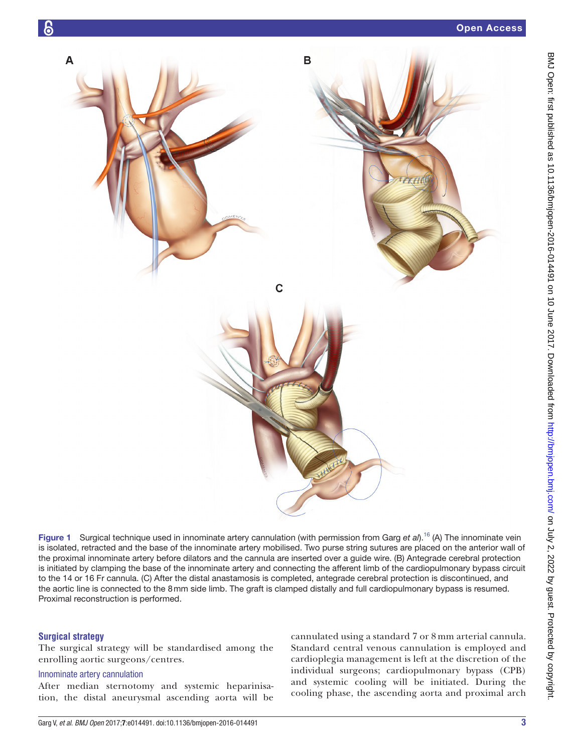Figure 1 Surgical technique used in innominate artery cannulation (with permission from Garg *et al*).[16] (A) The innominate vein is isolated, retracted and the base of the innominate artery mobilised. Two purse string sutures are placed on the anterior wall of the proximal innominate artery before dilators and the cannula are inserted over a guide wire. (B) Antegrade cerebral protection is initiated by clamping the base of the innominate artery and connecting the afferent limb of the cardiopulmonary bypass circuit to the 14 or 16 Fr cannula. (C) After the distal anastamosis is completed, antegrade cerebral protection is discontinued, and the aortic line is connected to the 8 mm side limb. The graft is clamped distally and full cardiopulmonary bypass is resumed. Proximal reconstruction is performed.

## Surgical strategy

The surgical strategy will be standardised among the enrolling aortic surgeons/centres.

### Innominate artery cannulation

After median sternotomy and systemic heparinisation, the distal aneurysmal ascending aorta will be cannulated using a standard 7 or 8 mm arterial cannula. Standard central venous cannulation is employed and cardioplegia management is left at the discretion of the individual surgeons; cardiopulmonary bypass (CPB) and systemic cooling will be initiated. During the cooling phase, the ascending aorta and proximal arch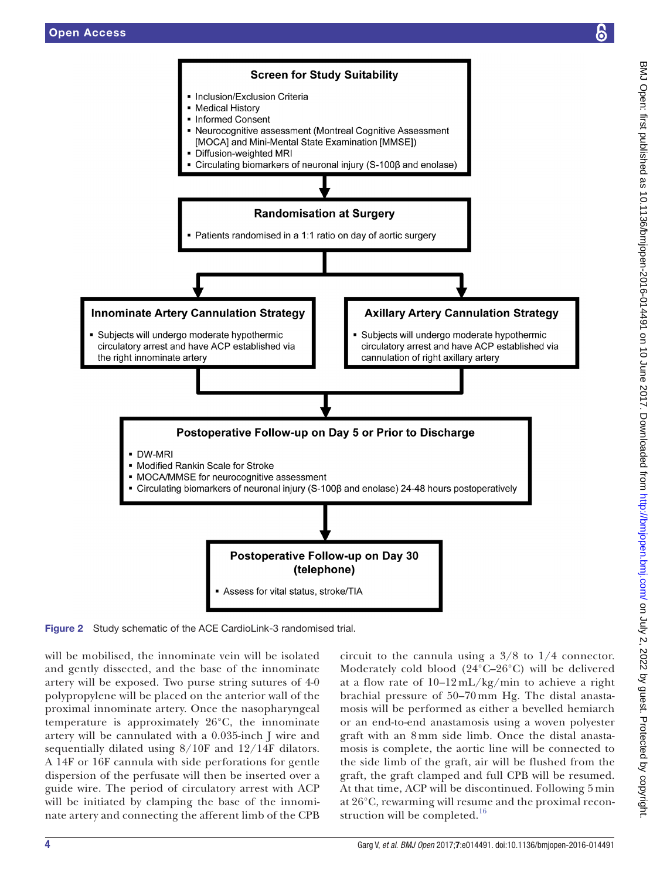**Screen for Study Suitability**

- Inclusion/Exclusion Criteria
- Medical History
- Informed Consent
- Neurocognitive assessment (Montreal Cognitive Assessment [MOCA] and Mini-Mental State Examination [MMSE])
- Diffusion-weighted MRI
- Circulating biomarkers of neuronal injury (S-100β and enolase)

**Randomisation at Surgery**

- Patients randomised in a 1:1 ratio on day of aortic surgery

**Innominate Artery Cannulation Strategy**

- Subjects will undergo moderate hypothermic circulatory arrest and have ACP established via the right innominate artery

**Axillary Artery Cannulation Strategy**

- Subjects will undergo moderate hypothermic circulatory arrest and have ACP established via cannulation of right axillary artery

**Postoperative Follow-up on Day 5 or Prior to Discharge**

- DW-MRI
- Modified Rankin Scale for Stroke
- MOCA/MMSE for neurocognitive assessment
- Circulating biomarkers of neuronal injury (S-100β and enolase) 24-48 hours postoperatively

**Postoperative Follow-up on Day 30 (telephone)**

- Assess for vital status, stroke/TIA

**Figure 2** Study schematic of the ACE CardioLink-3 randomised trial.

will be mobilised, the innominate vein will be isolated and gently dissected, and the base of the innominate artery will be exposed. Two purse string sutures of 4-0 polypropylene will be placed on the anterior wall of the proximal innominate artery. Once the nasopharyngeal temperature is approximately 26°C, the innominate artery will be cannulated with a 0.035-inch J wire and sequentially dilated using 8/10F and 12/14F dilators. A 14F or 16F cannula with side perforations for gentle dispersion of the perfusate will then be inserted over a guide wire. The period of circulatory arrest with ACP will be initiated by clamping the base of the innominate artery and connecting the afferent limb of the CPB circuit to the cannula using a 3/8 to 1/4 connector. Moderately cold blood (24°C–26°C) will be delivered at a flow rate of 10–12 mL/kg/min to achieve a right brachial pressure of 50–70 mm Hg. The distal anastamosis will be performed as either a bevelled hemiarch or an end-to-end anastamosis using a woven polyester graft with an 8 mm side limb. Once the distal anastamosis is complete, the aortic line will be connected to the side limb of the graft, air will be flushed from the graft, the graft clamped and full CPB will be resumed. At that time, ACP will be discontinued. Following 5 min at 26°C, rewarming will resume and the proximal reconstruction will be completed.[16]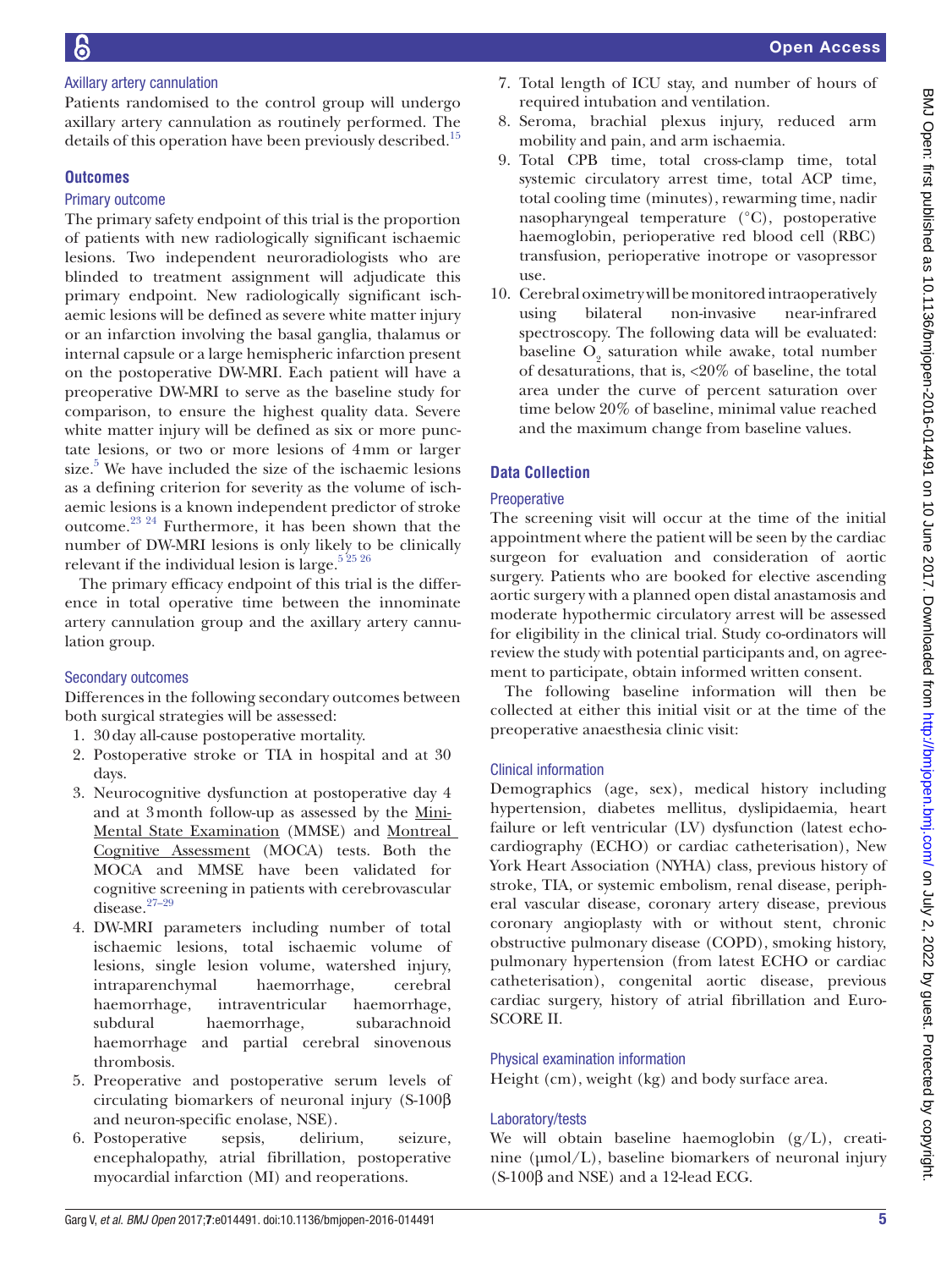### Axillary artery cannulation

Patients randomised to the control group will undergo axillary artery cannulation as routinely performed. The details of this operation have been previously described.[15]

## Outcomes

### Primary outcome

The primary safety endpoint of this trial is the proportion of patients with new radiologically significant ischaemic lesions. Two independent neuroradiologists who are blinded to treatment assignment will adjudicate this primary endpoint. New radiologically significant ischaemic lesions will be defined as severe white matter injury or an infarction involving the basal ganglia, thalamus or internal capsule or a large hemispheric infarction present on the postoperative DW-MRI. Each patient will have a preoperative DW-MRI to serve as the baseline study for comparison, to ensure the highest quality data. Severe white matter injury will be defined as six or more punctate lesions, or two or more lesions of 4mm or larger size.[5] We have included the size of the ischaemic lesions as a defining criterion for severity as the volume of ischaemic lesions is a known independent predictor of stroke outcome.[23 24] Furthermore, it has been shown that the number of DW-MRI lesions is only likely to be clinically relevant if the individual lesion is large.[5 25 26]

The primary efficacy endpoint of this trial is the difference in total operative time between the innominate artery cannulation group and the axillary artery cannulation group.

### Secondary outcomes

Differences in the following secondary outcomes between both surgical strategies will be assessed:

1. 30day all-cause postoperative mortality.
2. Postoperative stroke or TIA in hospital and at 30 days.
3. Neurocognitive dysfunction at postoperative day 4 and at 3month follow-up as assessed by the Mini-Mental State Examination (MMSE) and Montreal Cognitive Assessment (MOCA) tests. Both the MOCA and MMSE have been validated for cognitive screening in patients with cerebrovascular disease.[27–29]
4. DW-MRI parameters including number of total ischaemic lesions, total ischaemic volume of lesions, single lesion volume, watershed injury, intraparenchymal haemorrhage, cerebral haemorrhage, intraventricular haemorrhage, subdural haemorrhage, subarachnoid haemorrhage and partial cerebral sinovenous thrombosis.
5. Preoperative and postoperative serum levels of circulating biomarkers of neuronal injury (S-100β and neuron-specific enolase, NSE).
6. Postoperative sepsis, delirium, seizure, encephalopathy, atrial fibrillation, postoperative myocardial infarction (MI) and reoperations.
7. Total length of ICU stay, and number of hours of required intubation and ventilation.
8. Seroma, brachial plexus injury, reduced arm mobility and pain, and arm ischaemia.
9. Total CPB time, total cross-clamp time, total systemic circulatory arrest time, total ACP time, total cooling time (minutes), rewarming time, nadir nasopharyngeal temperature (°C), postoperative haemoglobin, perioperative red blood cell (RBC) transfusion, perioperative inotrope or vasopressor use.
10. Cerebral oximetry will be monitored intraoperatively using bilateral non-invasive near-infrared spectroscopy. The following data will be evaluated: baseline $O_2$ saturation while awake, total number of desaturations, that is, <20% of baseline, the total area under the curve of percent saturation over time below 20% of baseline, minimal value reached and the maximum change from baseline values.

## Data Collection

### Preoperative

The screening visit will occur at the time of the initial appointment where the patient will be seen by the cardiac surgeon for evaluation and consideration of aortic surgery. Patients who are booked for elective ascending aortic surgery with a planned open distal anastamosis and moderate hypothermic circulatory arrest will be assessed for eligibility in the clinical trial. Study co-ordinators will review the study with potential participants and, on agreement to participate, obtain informed written consent.

The following baseline information will then be collected at either this initial visit or at the time of the preoperative anaesthesia clinic visit:

### Clinical information

Demographics (age, sex), medical history including hypertension, diabetes mellitus, dyslipidaemia, heart failure or left ventricular (LV) dysfunction (latest echocardiography (ECHO) or cardiac catheterisation), New York Heart Association (NYHA) class, previous history of stroke, TIA, or systemic embolism, renal disease, peripheral vascular disease, coronary artery disease, previous coronary angioplasty with or without stent, chronic obstructive pulmonary disease (COPD), smoking history, pulmonary hypertension (from latest ECHO or cardiac catheterisation), congenital aortic disease, previous cardiac surgery, history of atrial fibrillation and EuroSCORE II.

### Physical examination information

Height (cm), weight (kg) and body surface area.

### Laboratory/tests

We will obtain baseline haemoglobin (g/L), creatinine (µmol/L), baseline biomarkers of neuronal injury (S-100β and NSE) and a 12-lead ECG.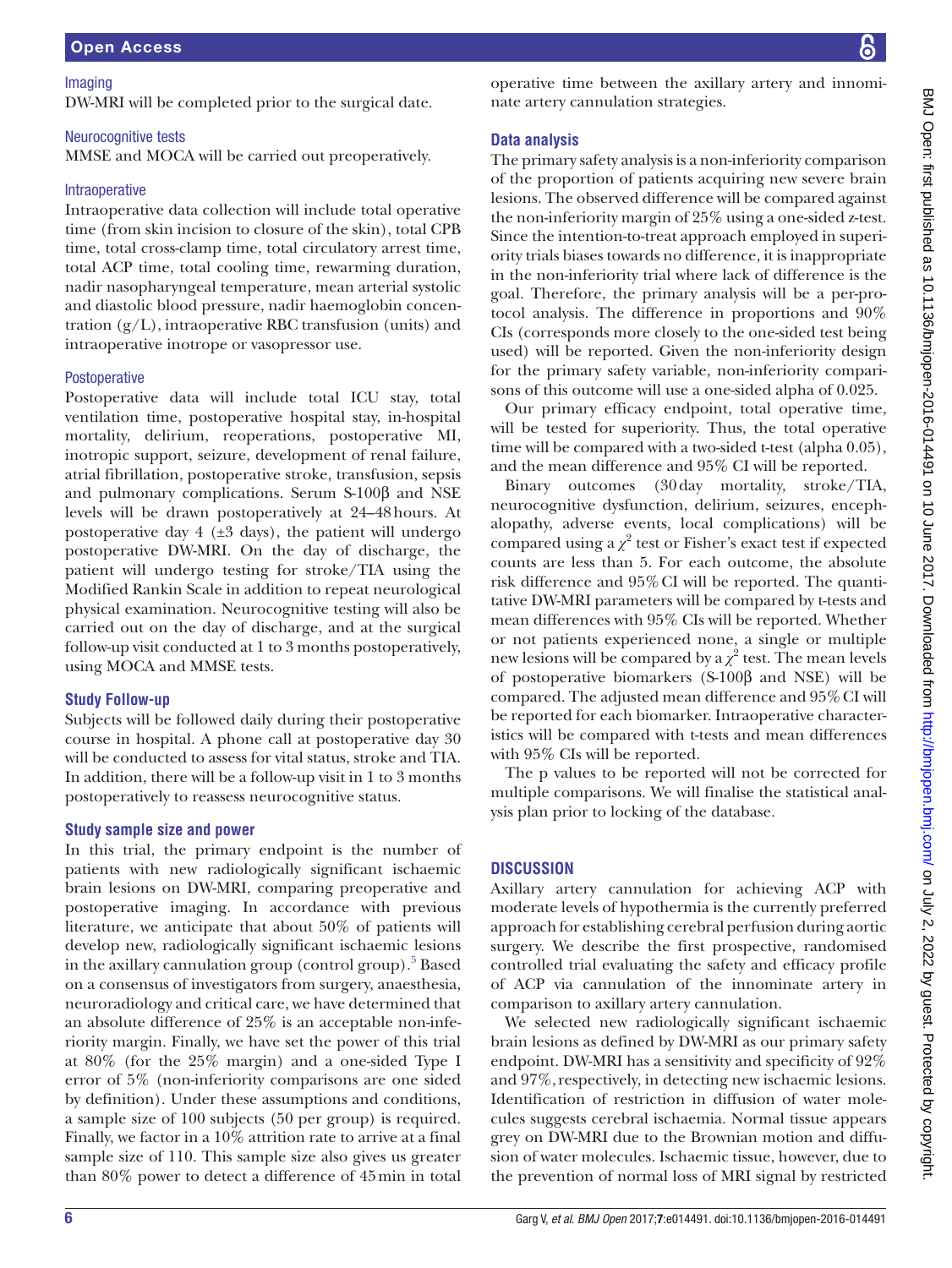### Imaging

DW-MRI will be completed prior to the surgical date.

### Neurocognitive tests

MMSE and MOCA will be carried out preoperatively.

### Intraoperative

Intraoperative data collection will include total operative time (from skin incision to closure of the skin), total CPB time, total cross-clamp time, total circulatory arrest time, total ACP time, total cooling time, rewarming duration, nadir nasopharyngeal temperature, mean arterial systolic and diastolic blood pressure, nadir haemoglobin concentration (g/L), intraoperative RBC transfusion (units) and intraoperative inotrope or vasopressor use.

### Postoperative

Postoperative data will include total ICU stay, total ventilation time, postoperative hospital stay, in-hospital mortality, delirium, reoperations, postoperative MI, inotropic support, seizure, development of renal failure, atrial fibrillation, postoperative stroke, transfusion, sepsis and pulmonary complications. Serum S-100β and NSE levels will be drawn postoperatively at 24–48 hours. At postoperative day 4 (±3 days), the patient will undergo postoperative DW-MRI. On the day of discharge, the patient will undergo testing for stroke/TIA using the Modified Rankin Scale in addition to repeat neurological physical examination. Neurocognitive testing will also be carried out on the day of discharge, and at the surgical follow-up visit conducted at 1 to 3 months postoperatively, using MOCA and MMSE tests.

## Study Follow-up

Subjects will be followed daily during their postoperative course in hospital. A phone call at postoperative day 30 will be conducted to assess for vital status, stroke and TIA. In addition, there will be a follow-up visit in 1 to 3 months postoperatively to reassess neurocognitive status.

## Study sample size and power

In this trial, the primary endpoint is the number of patients with new radiologically significant ischaemic brain lesions on DW-MRI, comparing preoperative and postoperative imaging. In accordance with previous literature, we anticipate that about 50% of patients will develop new, radiologically significant ischaemic lesions in the axillary cannulation group (control group).[5] Based on a consensus of investigators from surgery, anaesthesia, neuroradiology and critical care, we have determined that an absolute difference of 25% is an acceptable non-inferiority margin. Finally, we have set the power of this trial at 80% (for the 25% margin) and a one-sided Type I error of 5% (non-inferiority comparisons are one sided by definition). Under these assumptions and conditions, a sample size of 100 subjects (50 per group) is required. Finally, we factor in a 10% attrition rate to arrive at a final sample size of 110. This sample size also gives us greater than 80% power to detect a difference of 45 min in total operative time between the axillary artery and innominate artery cannulation strategies.

## Data analysis

The primary safety analysis is a non-inferiority comparison of the proportion of patients acquiring new severe brain lesions. The observed difference will be compared against the non-inferiority margin of 25% using a one-sided z-test. Since the intention-to-treat approach employed in superiority trials biases towards no difference, it is inappropriate in the non-inferiority trial where lack of difference is the goal. Therefore, the primary analysis will be a per-protocol analysis. The difference in proportions and 90% CIs (corresponds more closely to the one-sided test being used) will be reported. Given the non-inferiority design for the primary safety variable, non-inferiority comparisons of this outcome will use a one-sided alpha of 0.025.

Our primary efficacy endpoint, total operative time, will be tested for superiority. Thus, the total operative time will be compared with a two-sided t-test (alpha 0.05), and the mean difference and 95% CI will be reported.

Binary outcomes (30 day mortality, stroke/TIA, neurocognitive dysfunction, delirium, seizures, encephalopathy, adverse events, local complications) will be compared using a $\chi^2$ test or Fisher's exact test if expected counts are less than 5. For each outcome, the absolute risk difference and 95% CI will be reported. The quantitative DW-MRI parameters will be compared by t-tests and mean differences with 95% CIs will be reported. Whether or not patients experienced none, a single or multiple new lesions will be compared by a $\chi^2$ test. The mean levels of postoperative biomarkers (S-100β and NSE) will be compared. The adjusted mean difference and 95% CI will be reported for each biomarker. Intraoperative characteristics will be compared with t-tests and mean differences with 95% CIs will be reported.

The p values to be reported will not be corrected for multiple comparisons. We will finalise the statistical analysis plan prior to locking of the database.

# DISCUSSION

Axillary artery cannulation for achieving ACP with moderate levels of hypothermia is the currently preferred approach for establishing cerebral perfusion during aortic surgery. We describe the first prospective, randomised controlled trial evaluating the safety and efficacy profile of ACP via cannulation of the innominate artery in comparison to axillary artery cannulation.

We selected new radiologically significant ischaemic brain lesions as defined by DW-MRI as our primary safety endpoint. DW-MRI has a sensitivity and specificity of 92% and 97%, respectively, in detecting new ischaemic lesions. Identification of restriction in diffusion of water molecules suggests cerebral ischaemia. Normal tissue appears grey on DW-MRI due to the Brownian motion and diffusion of water molecules. Ischaemic tissue, however, due to the prevention of normal loss of MRI signal by restricted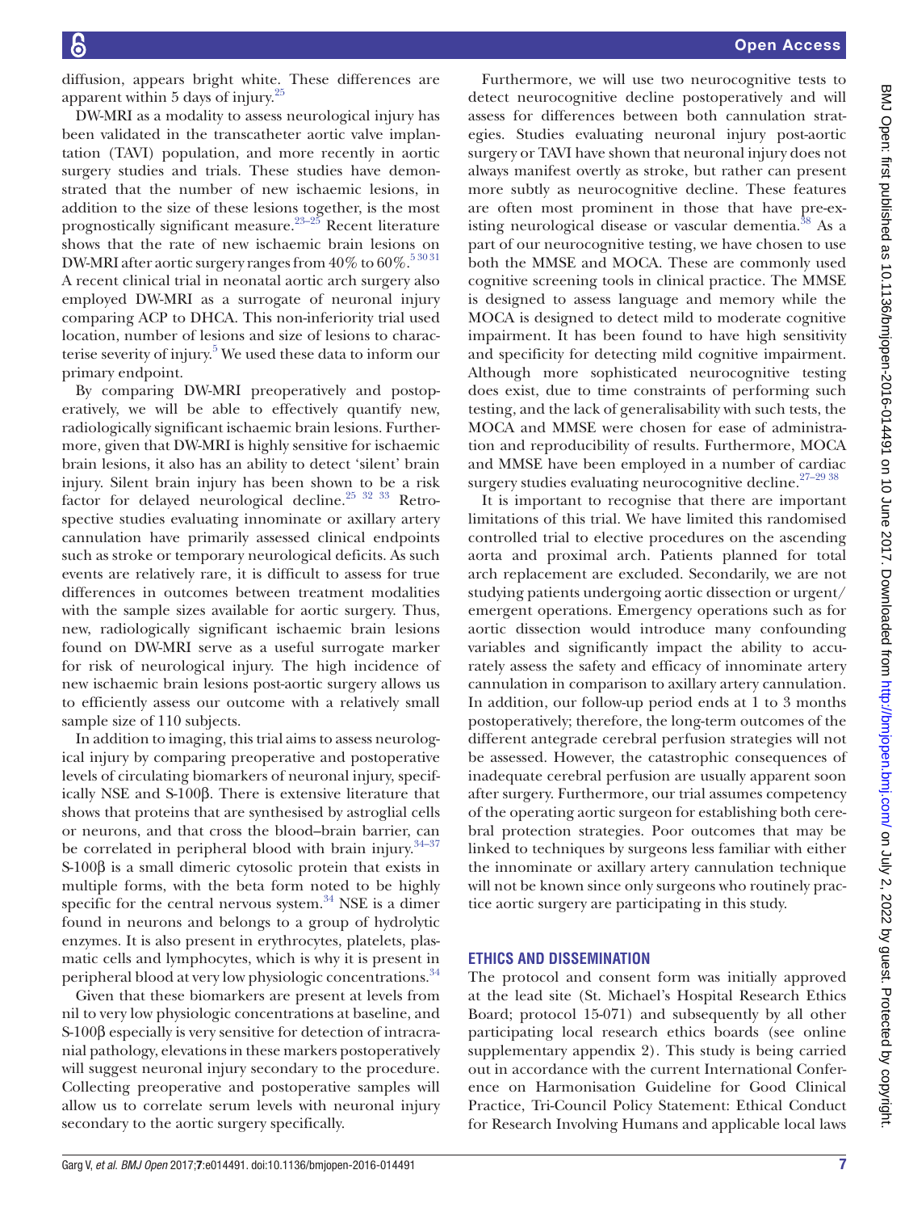diffusion, appears bright white. These differences are apparent within 5 days of injury.[25]

DW-MRI as a modality to assess neurological injury has been validated in the transcatheter aortic valve implantation (TAVI) population, and more recently in aortic surgery studies and trials. These studies have demonstrated that the number of new ischaemic lesions, in addition to the size of these lesions together, is the most prognostically significant measure.[23–25] Recent literature shows that the rate of new ischaemic brain lesions on DW-MRI after aortic surgery ranges from 40% to 60%.[5 30 31] A recent clinical trial in neonatal aortic arch surgery also employed DW-MRI as a surrogate of neuronal injury comparing ACP to DHCA. This non-inferiority trial used location, number of lesions and size of lesions to characterise severity of injury.[5] We used these data to inform our primary endpoint.

By comparing DW-MRI preoperatively and postoperatively, we will be able to effectively quantify new, radiologically significant ischaemic brain lesions. Furthermore, given that DW-MRI is highly sensitive for ischaemic brain lesions, it also has an ability to detect 'silent' brain injury. Silent brain injury has been shown to be a risk factor for delayed neurological decline.[25 32 33] Retrospective studies evaluating innominate or axillary artery cannulation have primarily assessed clinical endpoints such as stroke or temporary neurological deficits. As such events are relatively rare, it is difficult to assess for true differences in outcomes between treatment modalities with the sample sizes available for aortic surgery. Thus, new, radiologically significant ischaemic brain lesions found on DW-MRI serve as a useful surrogate marker for risk of neurological injury. The high incidence of new ischaemic brain lesions post-aortic surgery allows us to efficiently assess our outcome with a relatively small sample size of 110 subjects.

In addition to imaging, this trial aims to assess neurological injury by comparing preoperative and postoperative levels of circulating biomarkers of neuronal injury, specifically NSE and S-100β. There is extensive literature that shows that proteins that are synthesised by astroglial cells or neurons, and that cross the blood–brain barrier, can be correlated in peripheral blood with brain injury.[34–37] S-100β is a small dimeric cytosolic protein that exists in multiple forms, with the beta form noted to be highly specific for the central nervous system.[34] NSE is a dimer found in neurons and belongs to a group of hydrolytic enzymes. It is also present in erythrocytes, platelets, plasmatic cells and lymphocytes, which is why it is present in peripheral blood at very low physiologic concentrations.[34]

Given that these biomarkers are present at levels from nil to very low physiologic concentrations at baseline, and S-100β especially is very sensitive for detection of intracranial pathology, elevations in these markers postoperatively will suggest neuronal injury secondary to the procedure. Collecting preoperative and postoperative samples will allow us to correlate serum levels with neuronal injury secondary to the aortic surgery specifically.

Furthermore, we will use two neurocognitive tests to detect neurocognitive decline postoperatively and will assess for differences between both cannulation strategies. Studies evaluating neuronal injury post-aortic surgery or TAVI have shown that neuronal injury does not always manifest overtly as stroke, but rather can present more subtly as neurocognitive decline. These features are often most prominent in those that have pre-existing neurological disease or vascular dementia.[38] As a part of our neurocognitive testing, we have chosen to use both the MMSE and MOCA. These are commonly used cognitive screening tools in clinical practice. The MMSE is designed to assess language and memory while the MOCA is designed to detect mild to moderate cognitive impairment. It has been found to have high sensitivity and specificity for detecting mild cognitive impairment. Although more sophisticated neurocognitive testing does exist, due to time constraints of performing such testing, and the lack of generalisability with such tests, the MOCA and MMSE were chosen for ease of administration and reproducibility of results. Furthermore, MOCA and MMSE have been employed in a number of cardiac surgery studies evaluating neurocognitive decline.[27–29 38]

It is important to recognise that there are important limitations of this trial. We have limited this randomised controlled trial to elective procedures on the ascending aorta and proximal arch. Patients planned for total arch replacement are excluded. Secondarily, we are not studying patients undergoing aortic dissection or urgent/emergent operations. Emergency operations such as for aortic dissection would introduce many confounding variables and significantly impact the ability to accurately assess the safety and efficacy of innominate artery cannulation in comparison to axillary artery cannulation. In addition, our follow-up period ends at 1 to 3 months postoperatively; therefore, the long-term outcomes of the different antegrade cerebral perfusion strategies will not be assessed. However, the catastrophic consequences of inadequate cerebral perfusion are usually apparent soon after surgery. Furthermore, our trial assumes competency of the operating aortic surgeon for establishing both cerebral protection strategies. Poor outcomes that may be linked to techniques by surgeons less familiar with either the innominate or axillary artery cannulation technique will not be known since only surgeons who routinely practice aortic surgery are participating in this study.

## ETHICS AND DISSEMINATION

The protocol and consent form was initially approved at the lead site (St. Michael's Hospital Research Ethics Board; protocol 15-071) and subsequently by all other participating local research ethics boards (see online supplementary appendix 2). This study is being carried out in accordance with the current International Conference on Harmonisation Guideline for Good Clinical Practice, Tri-Council Policy Statement: Ethical Conduct for Research Involving Humans and applicable local laws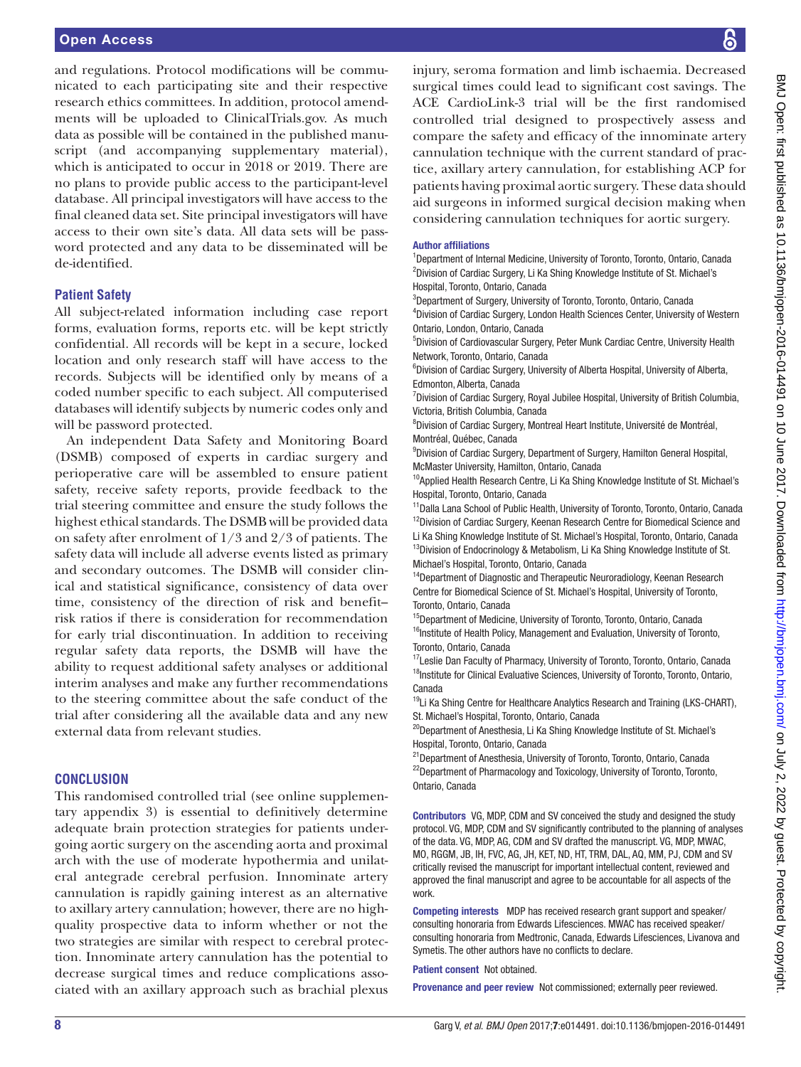and regulations. Protocol modifications will be communicated to each participating site and their respective research ethics committees. In addition, protocol amendments will be uploaded to ClinicalTrials.gov. As much data as possible will be contained in the published manuscript (and accompanying supplementary material), which is anticipated to occur in 2018 or 2019. There are no plans to provide public access to the participant-level database. All principal investigators will have access to the final cleaned data set. Site principal investigators will have access to their own site's data. All data sets will be password protected and any data to be disseminated will be de-identified.

### Patient Safety

All subject-related information including case report forms, evaluation forms, reports etc. will be kept strictly confidential. All records will be kept in a secure, locked location and only research staff will have access to the records. Subjects will be identified only by means of a coded number specific to each subject. All computerised databases will identify subjects by numeric codes only and will be password protected.

An independent Data Safety and Monitoring Board (DSMB) composed of experts in cardiac surgery and perioperative care will be assembled to ensure patient safety, receive safety reports, provide feedback to the trial steering committee and ensure the study follows the highest ethical standards. The DSMB will be provided data on safety after enrolment of 1/3 and 2/3 of patients. The safety data will include all adverse events listed as primary and secondary outcomes. The DSMB will consider clinical and statistical significance, consistency of data over time, consistency of the direction of risk and benefit–risk ratios if there is consideration for recommendation for early trial discontinuation. In addition to receiving regular safety data reports, the DSMB will have the ability to request additional safety analyses or additional interim analyses and make any further recommendations to the steering committee about the safe conduct of the trial after considering all the available data and any new external data from relevant studies.

## CONCLUSION

This randomised controlled trial (see online supplementary appendix 3) is essential to definitively determine adequate brain protection strategies for patients undergoing aortic surgery on the ascending aorta and proximal arch with the use of moderate hypothermia and unilateral antegrade cerebral perfusion. Innominate artery cannulation is rapidly gaining interest as an alternative to axillary artery cannulation; however, there are no high-quality prospective data to inform whether or not the two strategies are similar with respect to cerebral protection. Innominate artery cannulation has the potential to decrease surgical times and reduce complications associated with an axillary approach such as brachial plexus injury, seroma formation and limb ischaemia. Decreased surgical times could lead to significant cost savings. The ACE CardioLink-3 trial will be the first randomised controlled trial designed to prospectively assess and compare the safety and efficacy of the innominate artery cannulation technique with the current standard of practice, axillary artery cannulation, for establishing ACP for patients having proximal aortic surgery. These data should aid surgeons in informed surgical decision making when considering cannulation techniques for aortic surgery.

**Author affiliations**

[1]Department of Internal Medicine, University of Toronto, Toronto, Ontario, Canada
[2]Division of Cardiac Surgery, Li Ka Shing Knowledge Institute of St. Michael's Hospital, Toronto, Ontario, Canada
[3]Department of Surgery, University of Toronto, Toronto, Ontario, Canada
[4]Division of Cardiac Surgery, London Health Sciences Center, University of Western Ontario, London, Ontario, Canada
[5]Division of Cardiovascular Surgery, Peter Munk Cardiac Centre, University Health Network, Toronto, Ontario, Canada
[6]Division of Cardiac Surgery, University of Alberta Hospital, University of Alberta, Edmonton, Alberta, Canada
[7]Division of Cardiac Surgery, Royal Jubilee Hospital, University of British Columbia, Victoria, British Columbia, Canada
[8]Division of Cardiac Surgery, Montreal Heart Institute, Université de Montréal, Montréal, Québec, Canada
[9]Division of Cardiac Surgery, Department of Surgery, Hamilton General Hospital, McMaster University, Hamilton, Ontario, Canada
[10]Applied Health Research Centre, Li Ka Shing Knowledge Institute of St. Michael's Hospital, Toronto, Ontario, Canada
[11]Dalla Lana School of Public Health, University of Toronto, Toronto, Ontario, Canada
[12]Division of Cardiac Surgery, Keenan Research Centre for Biomedical Science and Li Ka Shing Knowledge Institute of St. Michael's Hospital, Toronto, Ontario, Canada
[13]Division of Endocrinology & Metabolism, Li Ka Shing Knowledge Institute of St. Michael's Hospital, Toronto, Ontario, Canada
[14]Department of Diagnostic and Therapeutic Neuroradiology, Keenan Research Centre for Biomedical Science of St. Michael's Hospital, University of Toronto, Toronto, Ontario, Canada
[15]Department of Medicine, University of Toronto, Toronto, Ontario, Canada
[16]Institute of Health Policy, Management and Evaluation, University of Toronto, Toronto, Ontario, Canada
[17]Leslie Dan Faculty of Pharmacy, University of Toronto, Toronto, Ontario, Canada
[18]Institute for Clinical Evaluative Sciences, University of Toronto, Toronto, Ontario, Canada
[19]Li Ka Shing Centre for Healthcare Analytics Research and Training (LKS-CHART), St. Michael's Hospital, Toronto, Ontario, Canada
[20]Department of Anesthesia, Li Ka Shing Knowledge Institute of St. Michael's Hospital, Toronto, Ontario, Canada
[21]Department of Anesthesia, University of Toronto, Toronto, Ontario, Canada
[22]Department of Pharmacology and Toxicology, University of Toronto, Toronto, Ontario, Canada

**Contributors** VG, MDP, CDM and SV conceived the study and designed the study protocol. VG, MDP, CDM and SV significantly contributed to the planning of analyses of the data. VG, MDP, AG, CDM and SV drafted the manuscript. VG, MDP, MWAC, MO, RGGM, JB, IH, FVC, AG, JH, KET, ND, HT, TRM, DAL, AQ, MM, PJ, CDM and SV critically revised the manuscript for important intellectual content, reviewed and approved the final manuscript and agree to be accountable for all aspects of the work.

**Competing interests** MDP has received research grant support and speaker/consulting honoraria from Edwards Lifesciences. MWAC has received speaker/consulting honoraria from Medtronic, Canada, Edwards Lifesciences, Livanova and Symetis. The other authors have no conflicts to declare.

**Patient consent** Not obtained.

**Provenance and peer review** Not commissioned; externally peer reviewed.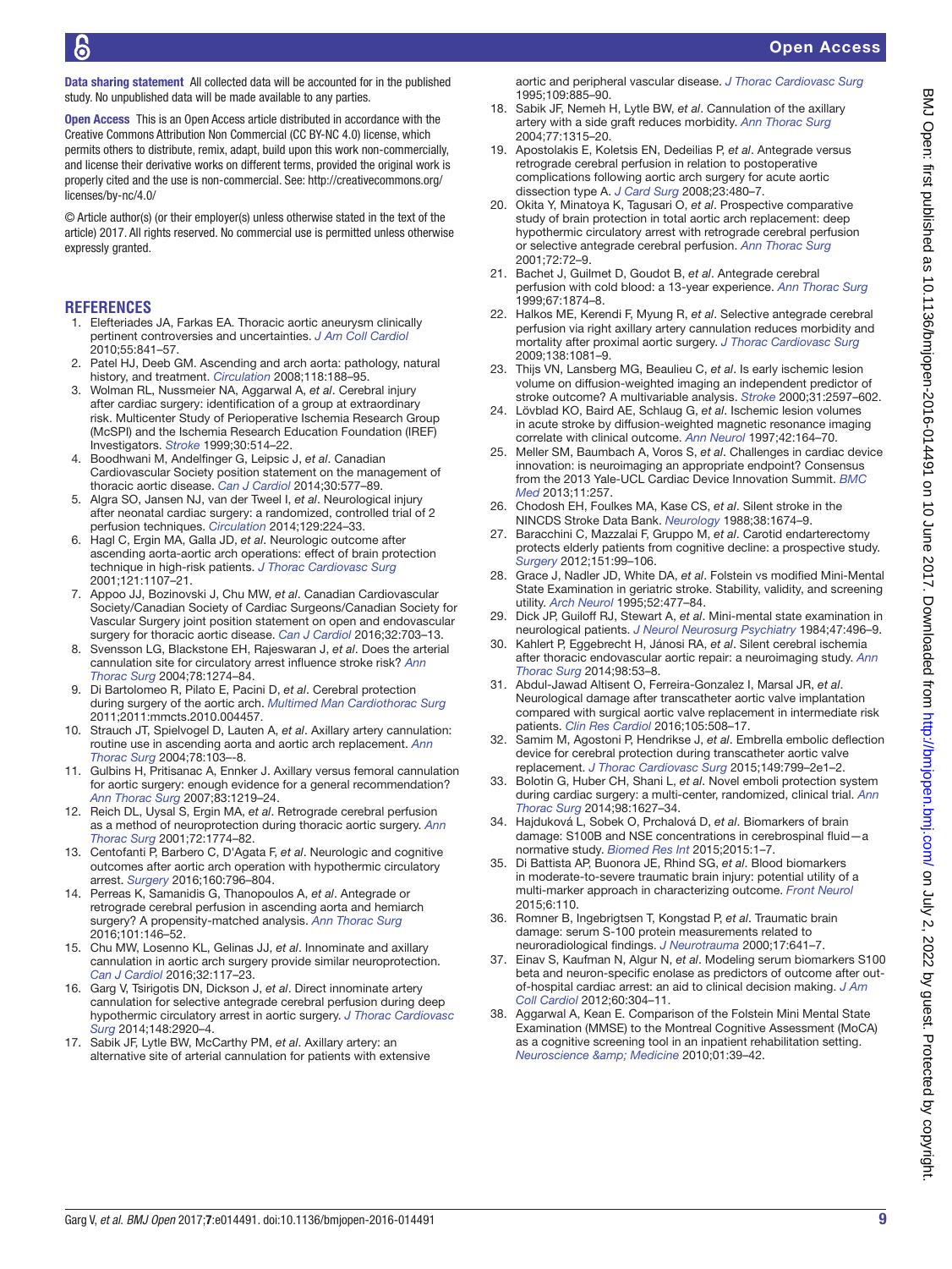**Data sharing statement** All collected data will be accounted for in the published study. No unpublished data will be made available to any parties.

**Open Access** This is an Open Access article distributed in accordance with the Creative Commons Attribution Non Commercial (CC BY-NC 4.0) license, which permits others to distribute, remix, adapt, build upon this work non-commercially, and license their derivative works on different terms, provided the original work is properly cited and the use is non-commercial. See: http://creativecommons.org/licenses/by-nc/4.0/

© Article author(s) (or their employer(s) unless otherwise stated in the text of the article) 2017. All rights reserved. No commercial use is permitted unless otherwise expressly granted.

## REFERENCES

1. Elefteriades JA, Farkas EA. Thoracic aortic aneurysm clinically pertinent controversies and uncertainties. *J Am Coll Cardiol* 2010;55:841–57.
2. Patel HJ, Deeb GM. Ascending and arch aorta: pathology, natural history, and treatment. *Circulation* 2008;118:188–95.
3. Wolman RL, Nussmeier NA, Aggarwal A, *et al*. Cerebral injury after cardiac surgery: identification of a group at extraordinary risk. Multicenter Study of Perioperative Ischemia Research Group (McSPI) and the Ischemia Research Education Foundation (IREF) Investigators. *Stroke* 1999;30:514–22.
4. Boodhwani M, Andelfinger G, Leipsic J, *et al*. Canadian Cardiovascular Society position statement on the management of thoracic aortic disease. *Can J Cardiol* 2014;30:577–89.
5. Algra SO, Jansen NJ, van der Tweel I, *et al*. Neurological injury after neonatal cardiac surgery: a randomized, controlled trial of 2 perfusion techniques. *Circulation* 2014;129:224–33.
6. Hagl C, Ergin MA, Galla JD, *et al*. Neurologic outcome after ascending aorta-aortic arch operations: effect of brain protection technique in high-risk patients. *J Thorac Cardiovasc Surg* 2001;121:1107–21.
7. Appoo JJ, Bozinovski J, Chu MW, *et al*. Canadian Cardiovascular Society/Canadian Society of Cardiac Surgeons/Canadian Society for Vascular Surgery joint position statement on open and endovascular surgery for thoracic aortic disease. *Can J Cardiol* 2016;32:703–13.
8. Svensson LG, Blackstone EH, Rajeswaran J, *et al*. Does the arterial cannulation site for circulatory arrest influence stroke risk? *Ann Thorac Surg* 2004;78:1274–84.
9. Di Bartolomeo R, Pilato E, Pacini D, *et al*. Cerebral protection during surgery of the aortic arch. *Multimed Man Cardiothorac Surg* 2011;2011:mmcts.2010.004457.
10. Strauch JT, Spielvogel D, Lauten A, *et al*. Axillary artery cannulation: routine use in ascending aorta and aortic arch replacement. *Ann Thorac Surg* 2004;78:103–-8.
11. Gulbins H, Pritisanac A, Ennker J. Axillary versus femoral cannulation for aortic surgery: enough evidence for a general recommendation? *Ann Thorac Surg* 2007;83:1219–24.
12. Reich DL, Uysal S, Ergin MA, *et al*. Retrograde cerebral perfusion as a method of neuroprotection during thoracic aortic surgery. *Ann Thorac Surg* 2001;72:1774–82.
13. Centofanti P, Barbero C, D'Agata F, *et al*. Neurologic and cognitive outcomes after aortic arch operation with hypothermic circulatory arrest. *Surgery* 2016;160:796–804.
14. Perreas K, Samanidis G, Thanopoulos A, *et al*. Antegrade or retrograde cerebral perfusion in ascending aorta and hemiarch surgery? A propensity-matched analysis. *Ann Thorac Surg* 2016;101:146–52.
15. Chu MW, Losenno KL, Gelinas JJ, *et al*. Innominate and axillary cannulation in aortic arch surgery provide similar neuroprotection. *Can J Cardiol* 2016;32:117–23.
16. Garg V, Tsirigotis DN, Dickson J, *et al*. Direct innominate artery cannulation for selective antegrade cerebral perfusion during deep hypothermic circulatory arrest in aortic surgery. *J Thorac Cardiovasc Surg* 2014;148:2920–4.
17. Sabik JF, Lytle BW, McCarthy PM, *et al*. Axillary artery: an alternative site of arterial cannulation for patients with extensive aortic and peripheral vascular disease. *J Thorac Cardiovasc Surg* 1995;109:885–90.
18. Sabik JF, Nemeh H, Lytle BW, *et al*. Cannulation of the axillary artery with a side graft reduces morbidity. *Ann Thorac Surg* 2004;77:1315–20.
19. Apostolakis E, Koletsis EN, Dedeilias P, *et al*. Antegrade versus retrograde cerebral perfusion in relation to postoperative complications following aortic arch surgery for acute aortic dissection type A. *J Card Surg* 2008;23:480–7.
20. Okita Y, Minatoya K, Tagusari O, *et al*. Prospective comparative study of brain protection in total aortic arch replacement: deep hypothermic circulatory arrest with retrograde cerebral perfusion or selective antegrade cerebral perfusion. *Ann Thorac Surg* 2001;72:72–9.
21. Bachet J, Guilmet D, Goudot B, *et al*. Antegrade cerebral perfusion with cold blood: a 13-year experience. *Ann Thorac Surg* 1999;67:1874–8.
22. Halkos ME, Kerendi F, Myung R, *et al*. Selective antegrade cerebral perfusion via right axillary artery cannulation reduces morbidity and mortality after proximal aortic surgery. *J Thorac Cardiovasc Surg* 2009;138:1081–9.
23. Thijs VN, Lansberg MG, Beaulieu C, *et al*. Is early ischemic lesion volume on diffusion-weighted imaging an independent predictor of stroke outcome? A multivariable analysis. *Stroke* 2000;31:2597–602.
24. Lövblad KO, Baird AE, Schlaug G, *et al*. Ischemic lesion volumes in acute stroke by diffusion-weighted magnetic resonance imaging correlate with clinical outcome. *Ann Neurol* 1997;42:164–70.
25. Meller SM, Baumbach A, Voros S, *et al*. Challenges in cardiac device innovation: is neuroimaging an appropriate endpoint? Consensus from the 2013 Yale-UCL Cardiac Device Innovation Summit. *BMC Med* 2013;11:257.
26. Chodosh EH, Foulkes MA, Kase CS, *et al*. Silent stroke in the NINCDS Stroke Data Bank. *Neurology* 1988;38:1674–9.
27. Baracchini C, Mazzalai F, Gruppo M, *et al*. Carotid endarterectomy protects elderly patients from cognitive decline: a prospective study. *Surgery* 2012;151:99–106.
28. Grace J, Nadler JD, White DA, *et al*. Folstein vs modified Mini-Mental State Examination in geriatric stroke. Stability, validity, and screening utility. *Arch Neurol* 1995;52:477–84.
29. Dick JP, Guiloff RJ, Stewart A, *et al*. Mini-mental state examination in neurological patients. *J Neurol Neurosurg Psychiatry* 1984;47:496–9.
30. Kahlert P, Eggebrecht H, Jánosi RA, *et al*. Silent cerebral ischemia after thoracic endovascular aortic repair: a neuroimaging study. *Ann Thorac Surg* 2014;98:53–8.
31. Abdul-Jawad Altisent O, Ferreira-Gonzalez I, Marsal JR, *et al*. Neurological damage after transcatheter aortic valve implantation compared with surgical aortic valve replacement in intermediate risk patients. *Clin Res Cardiol* 2016;105:508–17.
32. Samim M, Agostoni P, Hendrikse J, *et al*. Embrella embolic deflection device for cerebral protection during transcatheter aortic valve replacement. *J Thorac Cardiovasc Surg* 2015;149:799–2e1–2.
33. Bolotin G, Huber CH, Shani L, *et al*. Novel emboli protection system during cardiac surgery: a multi-center, randomized, clinical trial. *Ann Thorac Surg* 2014;98:1627–34.
34. Hajduková L, Sobek O, Prchalová D, *et al*. Biomarkers of brain damage: S100B and NSE concentrations in cerebrospinal fluid—a normative study. *Biomed Res Int* 2015;2015:1–7.
35. Di Battista AP, Buonora JE, Rhind SG, *et al*. Blood biomarkers in moderate-to-severe traumatic brain injury: potential utility of a multi-marker approach in characterizing outcome. *Front Neurol* 2015;6:110.
36. Romner B, Ingebrigtsen T, Kongstad P, *et al*. Traumatic brain damage: serum S-100 protein measurements related to neuroradiological findings. *J Neurotrauma* 2000;17:641–7.
37. Einav S, Kaufman N, Algur N, *et al*. Modeling serum biomarkers S100 beta and neuron-specific enolase as predictors of outcome after out-of-hospital cardiac arrest: an aid to clinical decision making. *J Am Coll Cardiol* 2012;60:304–11.
38. Aggarwal A, Kean E. Comparison of the Folstein Mini Mental State Examination (MMSE) to the Montreal Cognitive Assessment (MoCA) as a cognitive screening tool in an inpatient rehabilitation setting. *Neuroscience &amp; Medicine* 2010;01:39–42.